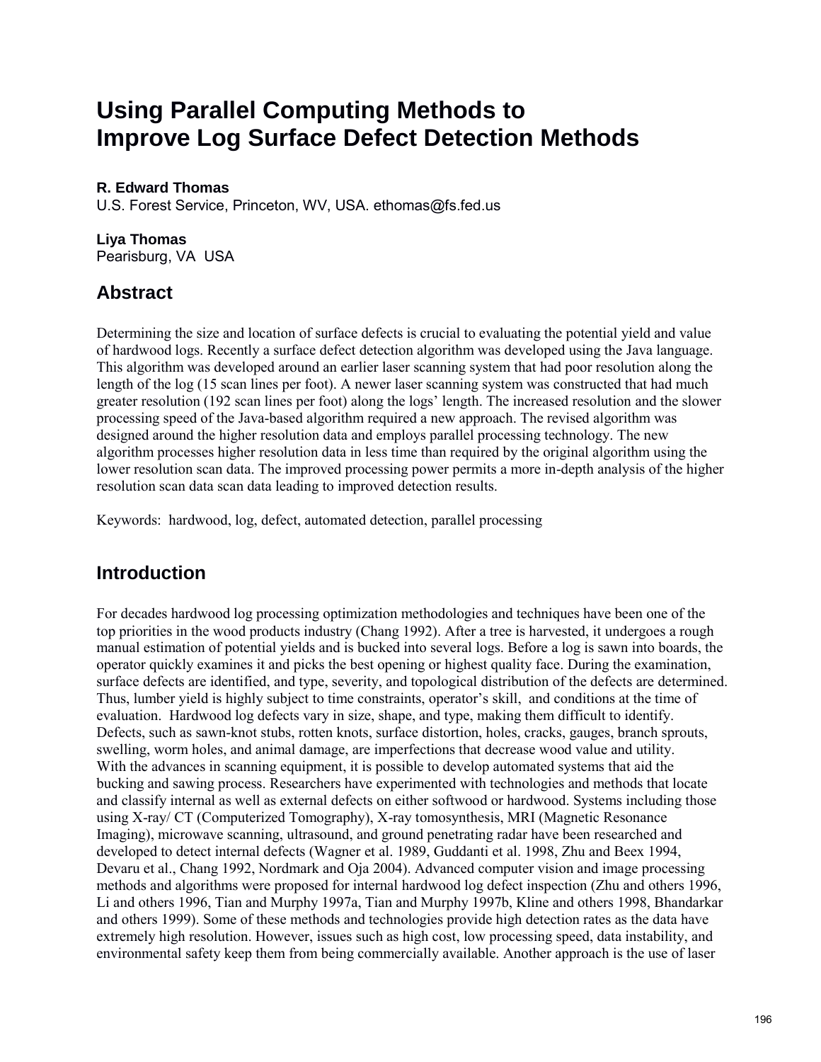# Using Parallel Computing Methods to Improve Log Surface Defect Detection Methods

**R. Edward Thomas**
U.S. Forest Service, Princeton, WV, USA. ethomas@fs.fed.us

**Liya Thomas**
Pearisburg, VA USA

## Abstract

Determining the size and location of surface defects is crucial to evaluating the potential yield and value of hardwood logs. Recently a surface defect detection algorithm was developed using the Java language. This algorithm was developed around an earlier laser scanning system that had poor resolution along the length of the log (15 scan lines per foot). A newer laser scanning system was constructed that had much greater resolution (192 scan lines per foot) along the logs' length. The increased resolution and the slower processing speed of the Java-based algorithm required a new approach. The revised algorithm was designed around the higher resolution data and employs parallel processing technology. The new algorithm processes higher resolution data in less time than required by the original algorithm using the lower resolution scan data. The improved processing power permits a more in-depth analysis of the higher resolution scan data scan data leading to improved detection results.

Keywords: hardwood, log, defect, automated detection, parallel processing

## Introduction

For decades hardwood log processing optimization methodologies and techniques have been one of the top priorities in the wood products industry (Chang 1992). After a tree is harvested, it undergoes a rough manual estimation of potential yields and is bucked into several logs. Before a log is sawn into boards, the operator quickly examines it and picks the best opening or highest quality face. During the examination, surface defects are identified, and type, severity, and topological distribution of the defects are determined. Thus, lumber yield is highly subject to time constraints, operator's skill, and conditions at the time of evaluation. Hardwood log defects vary in size, shape, and type, making them difficult to identify. Defects, such as sawn-knot stubs, rotten knots, surface distortion, holes, cracks, gauges, branch sprouts, swelling, worm holes, and animal damage, are imperfections that decrease wood value and utility. With the advances in scanning equipment, it is possible to develop automated systems that aid the bucking and sawing process. Researchers have experimented with technologies and methods that locate and classify internal as well as external defects on either softwood or hardwood. Systems including those using X-ray/ CT (Computerized Tomography), X-ray tomosynthesis, MRI (Magnetic Resonance Imaging), microwave scanning, ultrasound, and ground penetrating radar have been researched and developed to detect internal defects (Wagner et al. 1989, Guddanti et al. 1998, Zhu and Beex 1994, Devaru et al., Chang 1992, Nordmark and Oja 2004). Advanced computer vision and image processing methods and algorithms were proposed for internal hardwood log defect inspection (Zhu and others 1996, Li and others 1996, Tian and Murphy 1997a, Tian and Murphy 1997b, Kline and others 1998, Bhandarkar and others 1999). Some of these methods and technologies provide high detection rates as the data have extremely high resolution. However, issues such as high cost, low processing speed, data instability, and environmental safety keep them from being commercially available. Another approach is the use of laser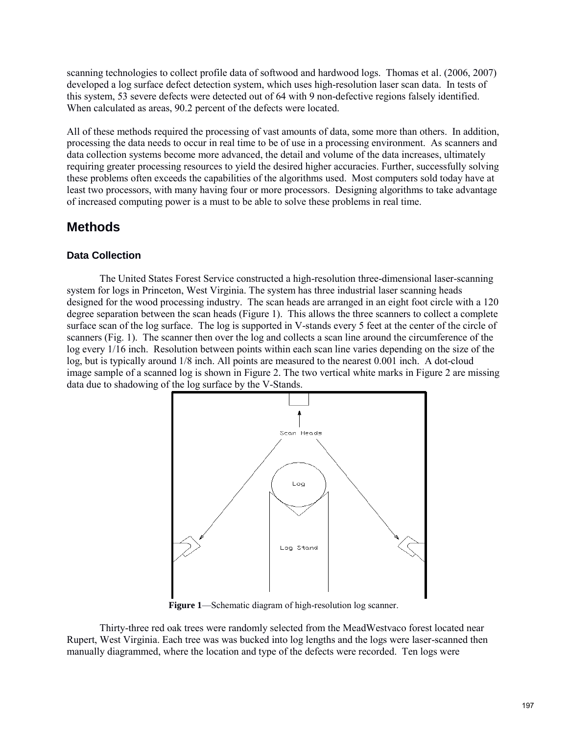scanning technologies to collect profile data of softwood and hardwood logs. Thomas et al. (2006, 2007) developed a log surface defect detection system, which uses high-resolution laser scan data. In tests of this system, 53 severe defects were detected out of 64 with 9 non-defective regions falsely identified. When calculated as areas, 90.2 percent of the defects were located.

All of these methods required the processing of vast amounts of data, some more than others. In addition, processing the data needs to occur in real time to be of use in a processing environment. As scanners and data collection systems become more advanced, the detail and volume of the data increases, ultimately requiring greater processing resources to yield the desired higher accuracies. Further, successfully solving these problems often exceeds the capabilities of the algorithms used. Most computers sold today have at least two processors, with many having four or more processors. Designing algorithms to take advantage of increased computing power is a must to be able to solve these problems in real time.

## Methods

### Data Collection

The United States Forest Service constructed a high-resolution three-dimensional laser-scanning system for logs in Princeton, West Virginia. The system has three industrial laser scanning heads designed for the wood processing industry. The scan heads are arranged in an eight foot circle with a 120 degree separation between the scan heads (Figure 1). This allows the three scanners to collect a complete surface scan of the log surface. The log is supported in V-stands every 5 feet at the center of the circle of scanners (Fig. 1). The scanner then over the log and collects a scan line around the circumference of the log every 1/16 inch. Resolution between points within each scan line varies depending on the size of the log, but is typically around 1/8 inch. All points are measured to the nearest 0.001 inch. A dot-cloud image sample of a scanned log is shown in Figure 2. The two vertical white marks in Figure 2 are missing data due to shadowing of the log surface by the V-Stands.

**Figure 1**—Schematic diagram of high-resolution log scanner.

Thirty-three red oak trees were randomly selected from the MeadWestvaco forest located near Rupert, West Virginia. Each tree was was bucked into log lengths and the logs were laser-scanned then manually diagrammed, where the location and type of the defects were recorded. Ten logs were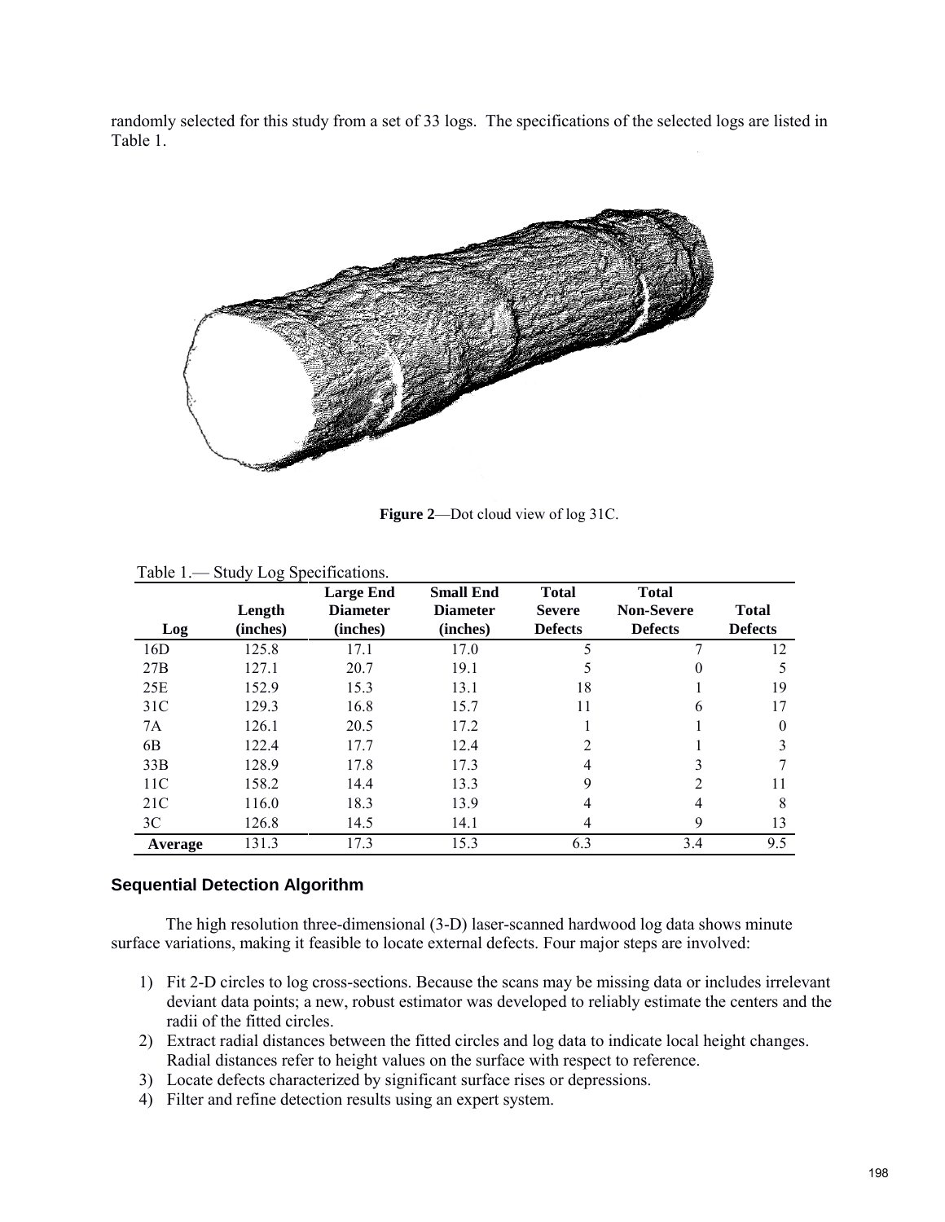randomly selected for this study from a set of 33 logs. The specifications of the selected logs are listed in Table 1.

**Figure 2**—Dot cloud view of log 31C.

Table 1.— Study Log Specifications.

| Log | Length (inches) | Large End Diameter (inches) | Small End Diameter (inches) | Total Severe Defects | Total Non-Severe Defects | Total Defects |
|---|---|---|---|---|---|---|
| 16D | 125.8 | 17.1 | 17.0 | 5 | 7 | 12 |
| 27B | 127.1 | 20.7 | 19.1 | 5 | 0 | 5 |
| 25E | 152.9 | 15.3 | 13.1 | 18 | 1 | 19 |
| 31C | 129.3 | 16.8 | 15.7 | 11 | 6 | 17 |
| 7A | 126.1 | 20.5 | 17.2 | 1 | 1 | 0 |
| 6B | 122.4 | 17.7 | 12.4 | 2 | 1 | 3 |
| 33B | 128.9 | 17.8 | 17.3 | 4 | 3 | 7 |
| 11C | 158.2 | 14.4 | 13.3 | 9 | 2 | 11 |
| 21C | 116.0 | 18.3 | 13.9 | 4 | 4 | 8 |
| 3C | 126.8 | 14.5 | 14.1 | 4 | 9 | 13 |
| **Average** | 131.3 | 17.3 | 15.3 | 6.3 | 3.4 | 9.5 |

## Sequential Detection Algorithm

The high resolution three-dimensional (3-D) laser-scanned hardwood log data shows minute surface variations, making it feasible to locate external defects. Four major steps are involved:

1) Fit 2-D circles to log cross-sections. Because the scans may be missing data or includes irrelevant deviant data points; a new, robust estimator was developed to reliably estimate the centers and the radii of the fitted circles.
2) Extract radial distances between the fitted circles and log data to indicate local height changes. Radial distances refer to height values on the surface with respect to reference.
3) Locate defects characterized by significant surface rises or depressions.
4) Filter and refine detection results using an expert system.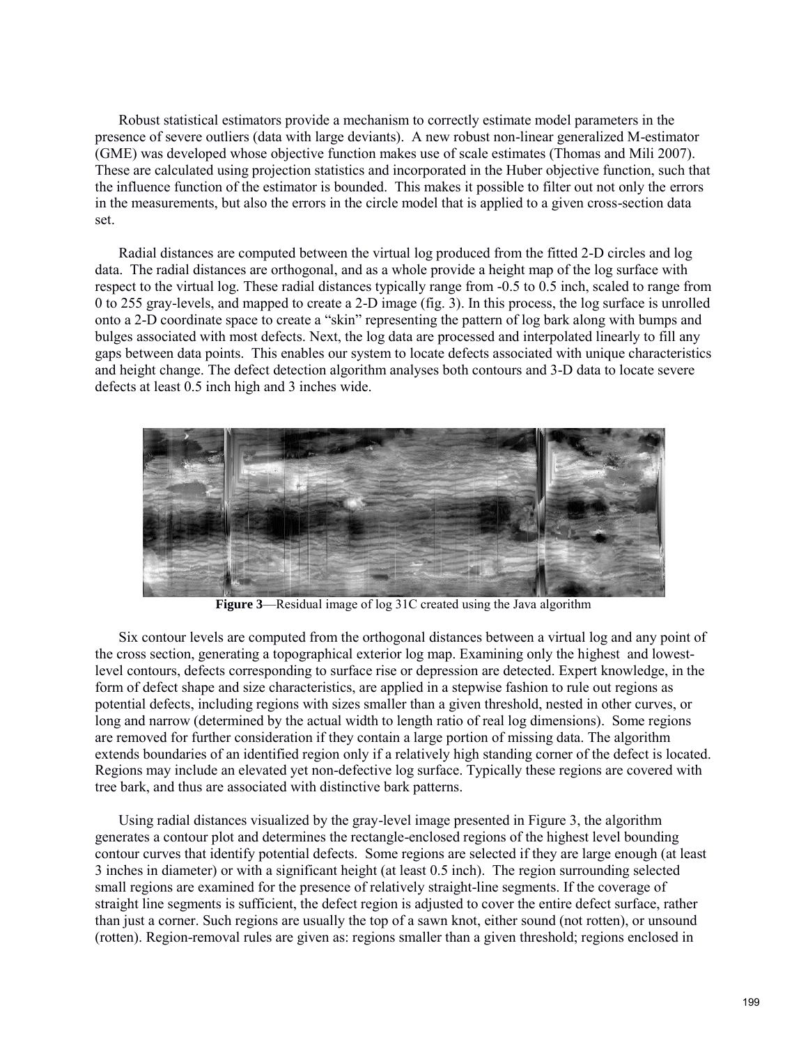Robust statistical estimators provide a mechanism to correctly estimate model parameters in the presence of severe outliers (data with large deviants). A new robust non-linear generalized M-estimator (GME) was developed whose objective function makes use of scale estimates (Thomas and Mili 2007). These are calculated using projection statistics and incorporated in the Huber objective function, such that the influence function of the estimator is bounded. This makes it possible to filter out not only the errors in the measurements, but also the errors in the circle model that is applied to a given cross-section data set.

Radial distances are computed between the virtual log produced from the fitted 2-D circles and log data. The radial distances are orthogonal, and as a whole provide a height map of the log surface with respect to the virtual log. These radial distances typically range from -0.5 to 0.5 inch, scaled to range from 0 to 255 gray-levels, and mapped to create a 2-D image (fig. 3). In this process, the log surface is unrolled onto a 2-D coordinate space to create a "skin" representing the pattern of log bark along with bumps and bulges associated with most defects. Next, the log data are processed and interpolated linearly to fill any gaps between data points. This enables our system to locate defects associated with unique characteristics and height change. The defect detection algorithm analyses both contours and 3-D data to locate severe defects at least 0.5 inch high and 3 inches wide.

**Figure 3**—Residual image of log 31C created using the Java algorithm

Six contour levels are computed from the orthogonal distances between a virtual log and any point of the cross section, generating a topographical exterior log map. Examining only the highest and lowest-level contours, defects corresponding to surface rise or depression are detected. Expert knowledge, in the form of defect shape and size characteristics, are applied in a stepwise fashion to rule out regions as potential defects, including regions with sizes smaller than a given threshold, nested in other curves, or long and narrow (determined by the actual width to length ratio of real log dimensions). Some regions are removed for further consideration if they contain a large portion of missing data. The algorithm extends boundaries of an identified region only if a relatively high standing corner of the defect is located. Regions may include an elevated yet non-defective log surface. Typically these regions are covered with tree bark, and thus are associated with distinctive bark patterns.

Using radial distances visualized by the gray-level image presented in Figure 3, the algorithm generates a contour plot and determines the rectangle-enclosed regions of the highest level bounding contour curves that identify potential defects. Some regions are selected if they are large enough (at least 3 inches in diameter) or with a significant height (at least 0.5 inch). The region surrounding selected small regions are examined for the presence of relatively straight-line segments. If the coverage of straight line segments is sufficient, the defect region is adjusted to cover the entire defect surface, rather than just a corner. Such regions are usually the top of a sawn knot, either sound (not rotten), or unsound (rotten). Region-removal rules are given as: regions smaller than a given threshold; regions enclosed in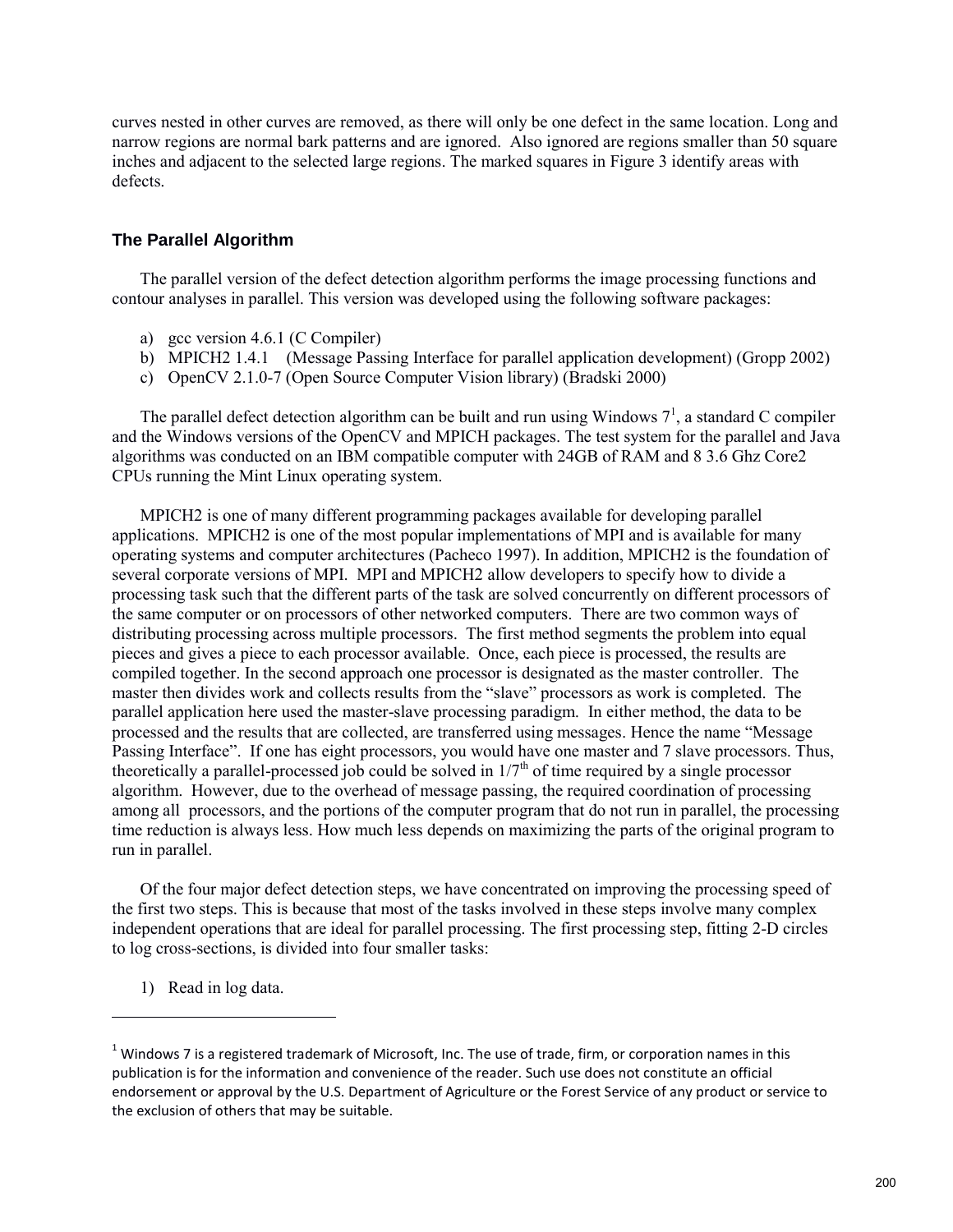curves nested in other curves are removed, as there will only be one defect in the same location. Long and narrow regions are normal bark patterns and are ignored. Also ignored are regions smaller than 50 square inches and adjacent to the selected large regions. The marked squares in Figure 3 identify areas with defects.

## The Parallel Algorithm

The parallel version of the defect detection algorithm performs the image processing functions and contour analyses in parallel. This version was developed using the following software packages:

a) gcc version 4.6.1 (C Compiler)
b) MPICH2 1.4.1 (Message Passing Interface for parallel application development) (Gropp 2002)
c) OpenCV 2.1.0-7 (Open Source Computer Vision library) (Bradski 2000)

The parallel defect detection algorithm can be built and run using Windows 7[1], a standard C compiler and the Windows versions of the OpenCV and MPICH packages. The test system for the parallel and Java algorithms was conducted on an IBM compatible computer with 24GB of RAM and 8 3.6 Ghz Core2 CPUs running the Mint Linux operating system.

MPICH2 is one of many different programming packages available for developing parallel applications. MPICH2 is one of the most popular implementations of MPI and is available for many operating systems and computer architectures (Pacheco 1997). In addition, MPICH2 is the foundation of several corporate versions of MPI. MPI and MPICH2 allow developers to specify how to divide a processing task such that the different parts of the task are solved concurrently on different processors of the same computer or on processors of other networked computers. There are two common ways of distributing processing across multiple processors. The first method segments the problem into equal pieces and gives a piece to each processor available. Once, each piece is processed, the results are compiled together. In the second approach one processor is designated as the master controller. The master then divides work and collects results from the "slave" processors as work is completed. The parallel application here used the master-slave processing paradigm. In either method, the data to be processed and the results that are collected, are transferred using messages. Hence the name "Message Passing Interface". If one has eight processors, you would have one master and 7 slave processors. Thus, theoretically a parallel-processed job could be solved in $1/7^{th}$ of time required by a single processor algorithm. However, due to the overhead of message passing, the required coordination of processing among all processors, and the portions of the computer program that do not run in parallel, the processing time reduction is always less. How much less depends on maximizing the parts of the original program to run in parallel.

Of the four major defect detection steps, we have concentrated on improving the processing speed of the first two steps. This is because that most of the tasks involved in these steps involve many complex independent operations that are ideal for parallel processing. The first processing step, fitting 2-D circles to log cross-sections, is divided into four smaller tasks:

1) Read in log data.

---

[1] Windows 7 is a registered trademark of Microsoft, Inc. The use of trade, firm, or corporation names in this publication is for the information and convenience of the reader. Such use does not constitute an official endorsement or approval by the U.S. Department of Agriculture or the Forest Service of any product or service to the exclusion of others that may be suitable.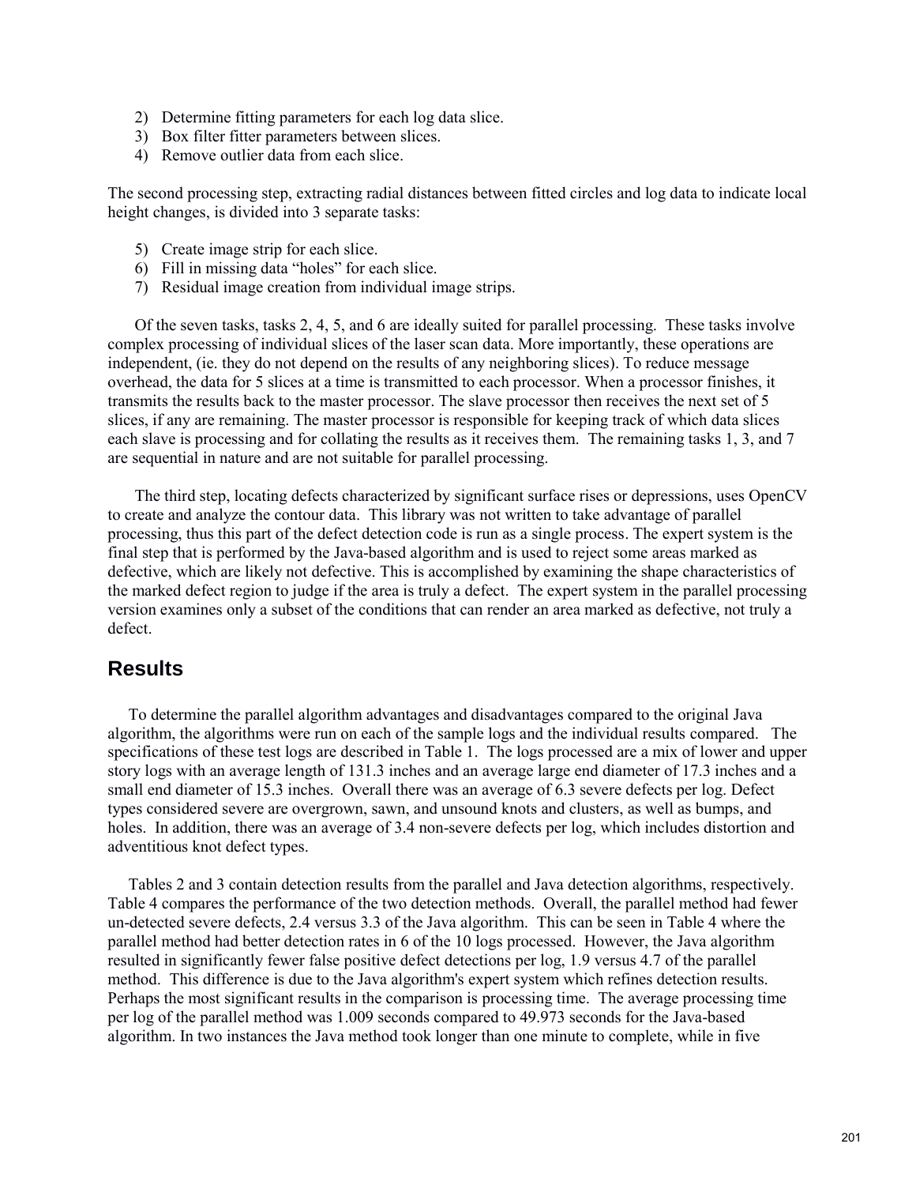2) Determine fitting parameters for each log data slice.
3) Box filter fitter parameters between slices.
4) Remove outlier data from each slice.

The second processing step, extracting radial distances between fitted circles and log data to indicate local height changes, is divided into 3 separate tasks:

5) Create image strip for each slice.
6) Fill in missing data "holes" for each slice.
7) Residual image creation from individual image strips.

Of the seven tasks, tasks 2, 4, 5, and 6 are ideally suited for parallel processing. These tasks involve complex processing of individual slices of the laser scan data. More importantly, these operations are independent, (ie. they do not depend on the results of any neighboring slices). To reduce message overhead, the data for 5 slices at a time is transmitted to each processor. When a processor finishes, it transmits the results back to the master processor. The slave processor then receives the next set of 5 slices, if any are remaining. The master processor is responsible for keeping track of which data slices each slave is processing and for collating the results as it receives them. The remaining tasks 1, 3, and 7 are sequential in nature and are not suitable for parallel processing.

The third step, locating defects characterized by significant surface rises or depressions, uses OpenCV to create and analyze the contour data. This library was not written to take advantage of parallel processing, thus this part of the defect detection code is run as a single process. The expert system is the final step that is performed by the Java-based algorithm and is used to reject some areas marked as defective, which are likely not defective. This is accomplished by examining the shape characteristics of the marked defect region to judge if the area is truly a defect. The expert system in the parallel processing version examines only a subset of the conditions that can render an area marked as defective, not truly a defect.

## Results

To determine the parallel algorithm advantages and disadvantages compared to the original Java algorithm, the algorithms were run on each of the sample logs and the individual results compared. The specifications of these test logs are described in Table 1. The logs processed are a mix of lower and upper story logs with an average length of 131.3 inches and an average large end diameter of 17.3 inches and a small end diameter of 15.3 inches. Overall there was an average of 6.3 severe defects per log. Defect types considered severe are overgrown, sawn, and unsound knots and clusters, as well as bumps, and holes. In addition, there was an average of 3.4 non-severe defects per log, which includes distortion and adventitious knot defect types.

Tables 2 and 3 contain detection results from the parallel and Java detection algorithms, respectively. Table 4 compares the performance of the two detection methods. Overall, the parallel method had fewer un-detected severe defects, 2.4 versus 3.3 of the Java algorithm. This can be seen in Table 4 where the parallel method had better detection rates in 6 of the 10 logs processed. However, the Java algorithm resulted in significantly fewer false positive defect detections per log, 1.9 versus 4.7 of the parallel method. This difference is due to the Java algorithm's expert system which refines detection results. Perhaps the most significant results in the comparison is processing time. The average processing time per log of the parallel method was 1.009 seconds compared to 49.973 seconds for the Java-based algorithm. In two instances the Java method took longer than one minute to complete, while in five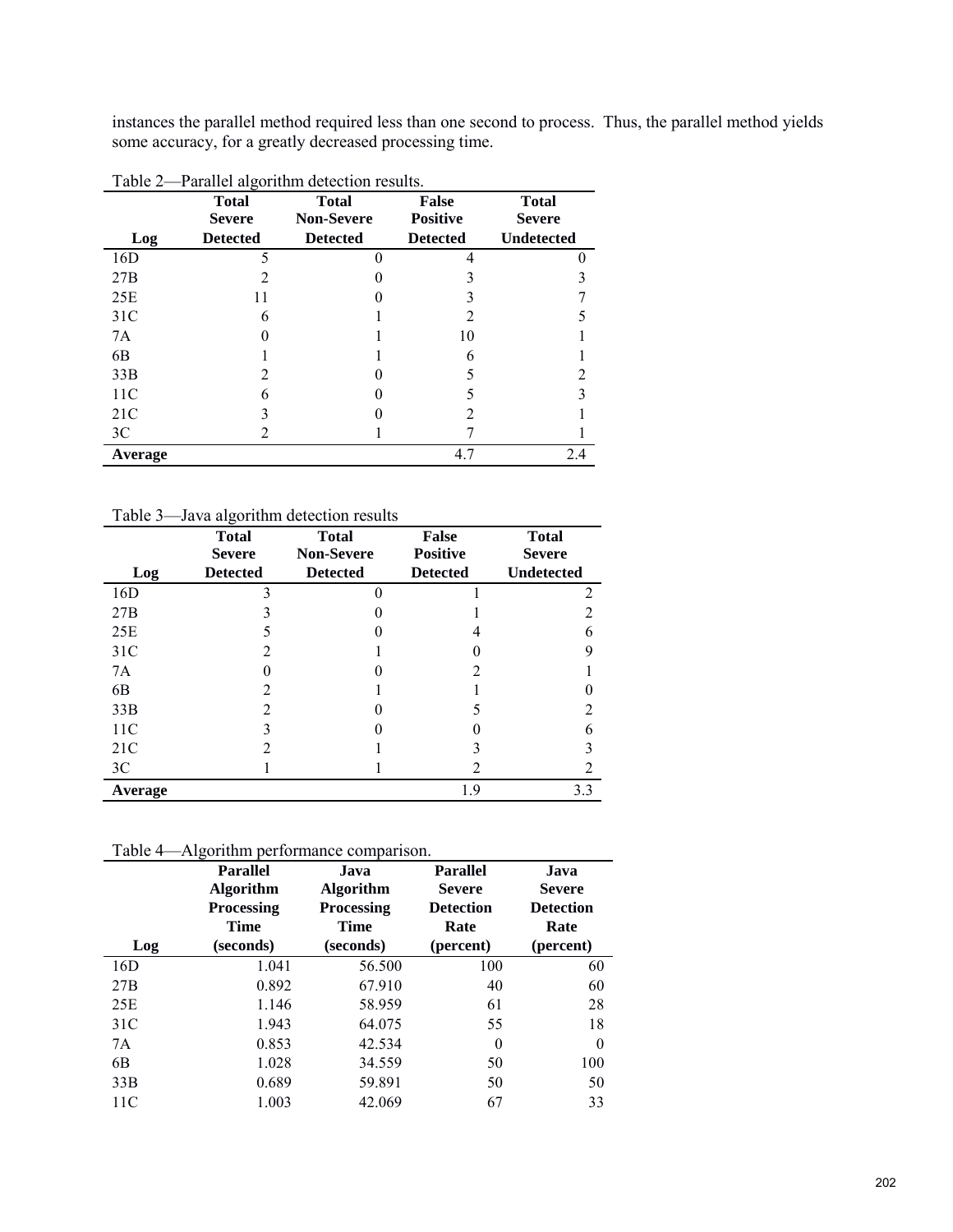instances the parallel method required less than one second to process. Thus, the parallel method yields some accuracy, for a greatly decreased processing time.

Table 2—Parallel algorithm detection results.

| Log | Total Severe Detected | Total Non-Severe Detected | False Positive Detected | Total Severe Undetected |
|---|---|---|---|---|
| 16D | 5 | 0 | 4 | 0 |
| 27B | 2 | 0 | 3 | 3 |
| 25E | 11 | 0 | 3 | 7 |
| 31C | 6 | 1 | 2 | 5 |
| 7A | 0 | 1 | 10 | 1 |
| 6B | 1 | 1 | 6 | 1 |
| 33B | 2 | 0 | 5 | 2 |
| 11C | 6 | 0 | 5 | 3 |
| 21C | 3 | 0 | 2 | 1 |
| 3C | 2 | 1 | 7 | 1 |
| **Average** | | | 4.7 | 2.4 |

Table 3—Java algorithm detection results

| Log | Total Severe Detected | Total Non-Severe Detected | False Positive Detected | Total Severe Undetected |
|---|---|---|---|---|
| 16D | 3 | 0 | 1 | 2 |
| 27B | 3 | 0 | 1 | 2 |
| 25E | 5 | 0 | 4 | 6 |
| 31C | 2 | 1 | 0 | 9 |
| 7A | 0 | 0 | 2 | 1 |
| 6B | 2 | 1 | 1 | 0 |
| 33B | 2 | 0 | 5 | 2 |
| 11C | 3 | 0 | 0 | 6 |
| 21C | 2 | 1 | 3 | 3 |
| 3C | 1 | 1 | 2 | 2 |
| **Average** | | | 1.9 | 3.3 |

Table 4—Algorithm performance comparison.

| Log | Parallel Algorithm Processing Time (seconds) | Java Algorithm Processing Time (seconds) | Parallel Severe Detection Rate (percent) | Java Severe Detection Rate (percent) |
|---|---|---|---|---|
| 16D | 1.041 | 56.500 | 100 | 60 |
| 27B | 0.892 | 67.910 | 40 | 60 |
| 25E | 1.146 | 58.959 | 61 | 28 |
| 31C | 1.943 | 64.075 | 55 | 18 |
| 7A | 0.853 | 42.534 | 0 | 0 |
| 6B | 1.028 | 34.559 | 50 | 100 |
| 33B | 0.689 | 59.891 | 50 | 50 |
| 11C | 1.003 | 42.069 | 67 | 33 |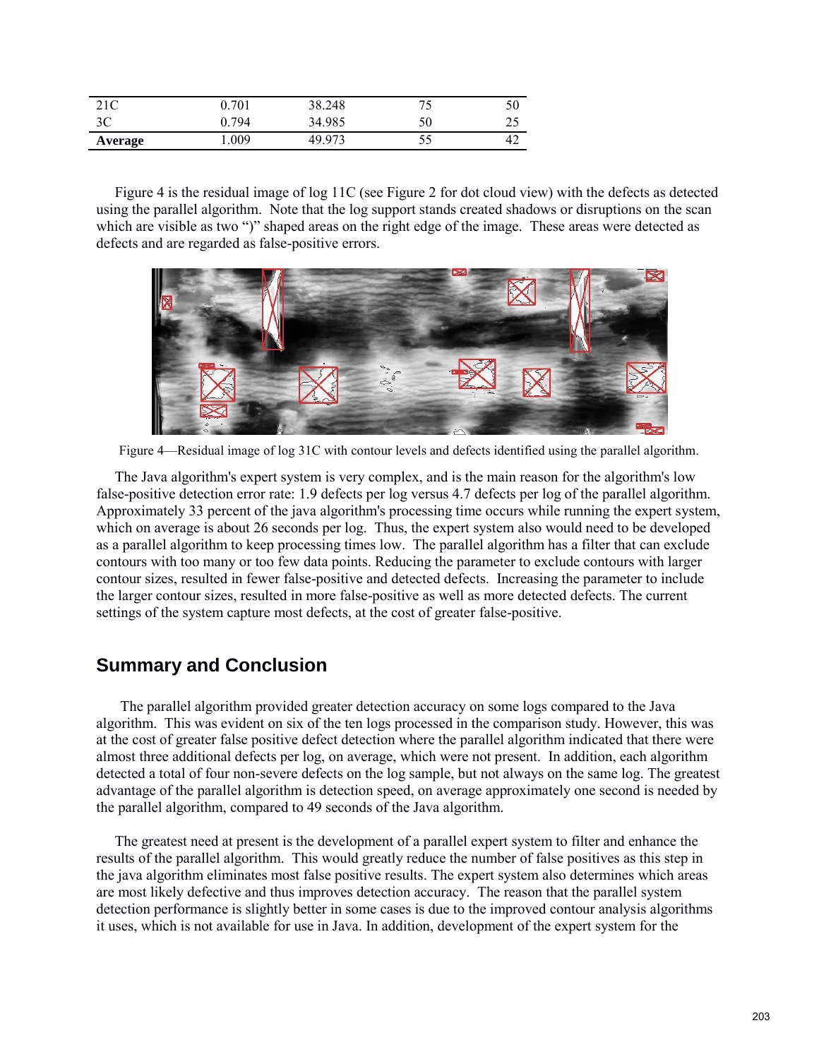| 21C | 0.701 | 38.248 | 75 | 50 |
|---|---|---|---|---|
| 3C | 0.794 | 34.985 | 50 | 25 |
| **Average** | 1.009 | 49.973 | 55 | 42 |

Figure 4 is the residual image of log 11C (see Figure 2 for dot cloud view) with the defects as detected using the parallel algorithm. Note that the log support stands created shadows or disruptions on the scan which are visible as two ")" shaped areas on the right edge of the image. These areas were detected as defects and are regarded as false-positive errors.

Figure 4—Residual image of log 31C with contour levels and defects identified using the parallel algorithm.

The Java algorithm's expert system is very complex, and is the main reason for the algorithm's low false-positive detection error rate: 1.9 defects per log versus 4.7 defects per log of the parallel algorithm. Approximately 33 percent of the java algorithm's processing time occurs while running the expert system, which on average is about 26 seconds per log. Thus, the expert system also would need to be developed as a parallel algorithm to keep processing times low. The parallel algorithm has a filter that can exclude contours with too many or too few data points. Reducing the parameter to exclude contours with larger contour sizes, resulted in fewer false-positive and detected defects. Increasing the parameter to include the larger contour sizes, resulted in more false-positive as well as more detected defects. The current settings of the system capture most defects, at the cost of greater false-positive.

## Summary and Conclusion

The parallel algorithm provided greater detection accuracy on some logs compared to the Java algorithm. This was evident on six of the ten logs processed in the comparison study. However, this was at the cost of greater false positive defect detection where the parallel algorithm indicated that there were almost three additional defects per log, on average, which were not present. In addition, each algorithm detected a total of four non-severe defects on the log sample, but not always on the same log. The greatest advantage of the parallel algorithm is detection speed, on average approximately one second is needed by the parallel algorithm, compared to 49 seconds of the Java algorithm.

The greatest need at present is the development of a parallel expert system to filter and enhance the results of the parallel algorithm. This would greatly reduce the number of false positives as this step in the java algorithm eliminates most false positive results. The expert system also determines which areas are most likely defective and thus improves detection accuracy. The reason that the parallel system detection performance is slightly better in some cases is due to the improved contour analysis algorithms it uses, which is not available for use in Java. In addition, development of the expert system for the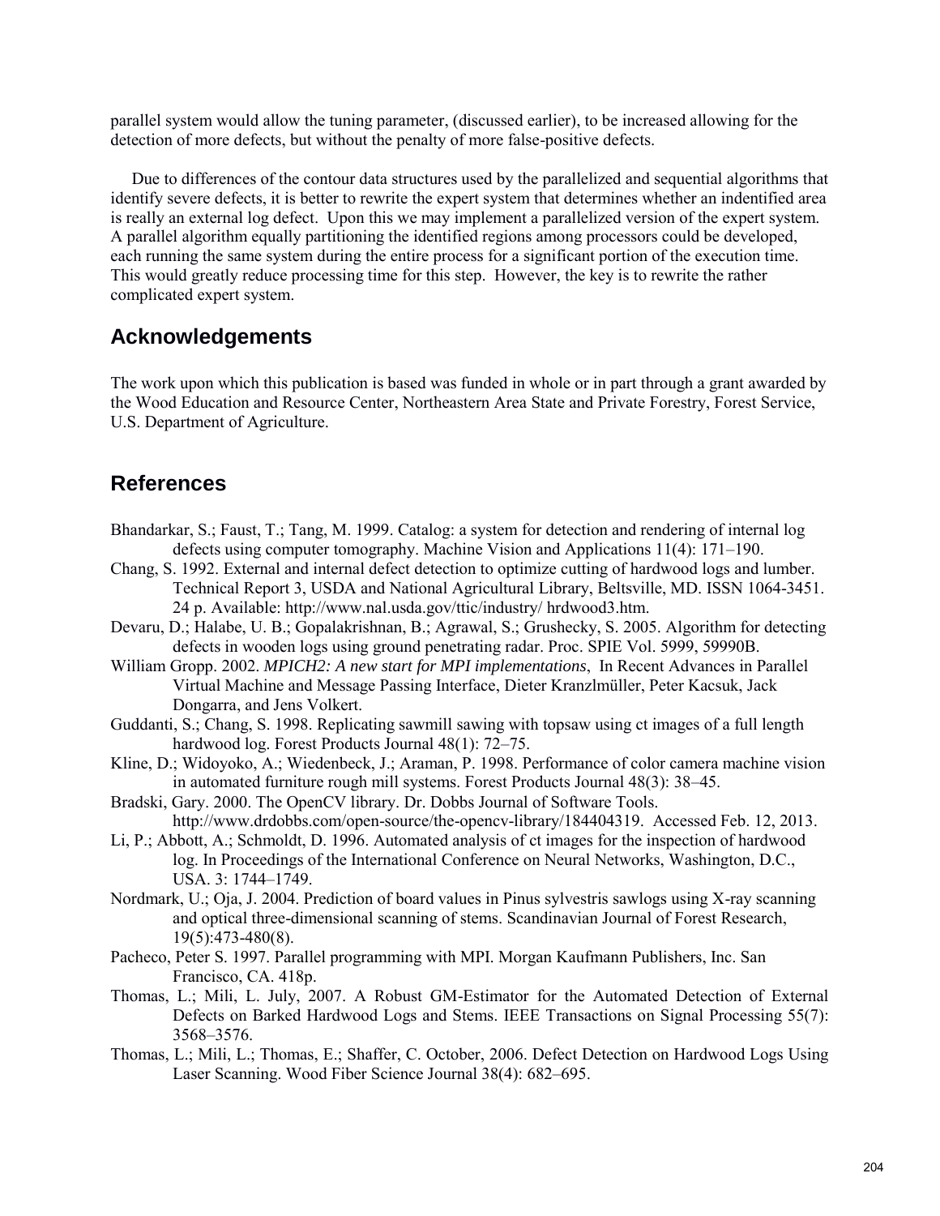parallel system would allow the tuning parameter, (discussed earlier), to be increased allowing for the detection of more defects, but without the penalty of more false-positive defects.

Due to differences of the contour data structures used by the parallelized and sequential algorithms that identify severe defects, it is better to rewrite the expert system that determines whether an indentified area is really an external log defect. Upon this we may implement a parallelized version of the expert system. A parallel algorithm equally partitioning the identified regions among processors could be developed, each running the same system during the entire process for a significant portion of the execution time. This would greatly reduce processing time for this step. However, the key is to rewrite the rather complicated expert system.

## Acknowledgements

The work upon which this publication is based was funded in whole or in part through a grant awarded by the Wood Education and Resource Center, Northeastern Area State and Private Forestry, Forest Service, U.S. Department of Agriculture.

## References

Bhandarkar, S.; Faust, T.; Tang, M. 1999. Catalog: a system for detection and rendering of internal log defects using computer tomography. Machine Vision and Applications 11(4): 171–190.

Chang, S. 1992. External and internal defect detection to optimize cutting of hardwood logs and lumber. Technical Report 3, USDA and National Agricultural Library, Beltsville, MD. ISSN 1064-3451. 24 p. Available: http://www.nal.usda.gov/ttic/industry/ hrdwood3.htm.

Devaru, D.; Halabe, U. B.; Gopalakrishnan, B.; Agrawal, S.; Grushecky, S. 2005. Algorithm for detecting defects in wooden logs using ground penetrating radar. Proc. SPIE Vol. 5999, 59990B.

William Gropp. 2002. *MPICH2: A new start for MPI implementations*, In Recent Advances in Parallel Virtual Machine and Message Passing Interface, Dieter Kranzlmüller, Peter Kacsuk, Jack Dongarra, and Jens Volkert.

Guddanti, S.; Chang, S. 1998. Replicating sawmill sawing with topsaw using ct images of a full length hardwood log. Forest Products Journal 48(1): 72–75.

Kline, D.; Widoyoko, A.; Wiedenbeck, J.; Araman, P. 1998. Performance of color camera machine vision in automated furniture rough mill systems. Forest Products Journal 48(3): 38–45.

Bradski, Gary. 2000. The OpenCV library. Dr. Dobbs Journal of Software Tools. http://www.drdobbs.com/open-source/the-opencv-library/184404319. Accessed Feb. 12, 2013.

Li, P.; Abbott, A.; Schmoldt, D. 1996. Automated analysis of ct images for the inspection of hardwood log. In Proceedings of the International Conference on Neural Networks, Washington, D.C., USA. 3: 1744–1749.

Nordmark, U.; Oja, J. 2004. Prediction of board values in Pinus sylvestris sawlogs using X-ray scanning and optical three-dimensional scanning of stems. Scandinavian Journal of Forest Research, 19(5):473-480(8).

Pacheco, Peter S. 1997. Parallel programming with MPI. Morgan Kaufmann Publishers, Inc. San Francisco, CA. 418p.

Thomas, L.; Mili, L. July, 2007. A Robust GM-Estimator for the Automated Detection of External Defects on Barked Hardwood Logs and Stems. IEEE Transactions on Signal Processing 55(7): 3568–3576.

Thomas, L.; Mili, L.; Thomas, E.; Shaffer, C. October, 2006. Defect Detection on Hardwood Logs Using Laser Scanning. Wood Fiber Science Journal 38(4): 682–695.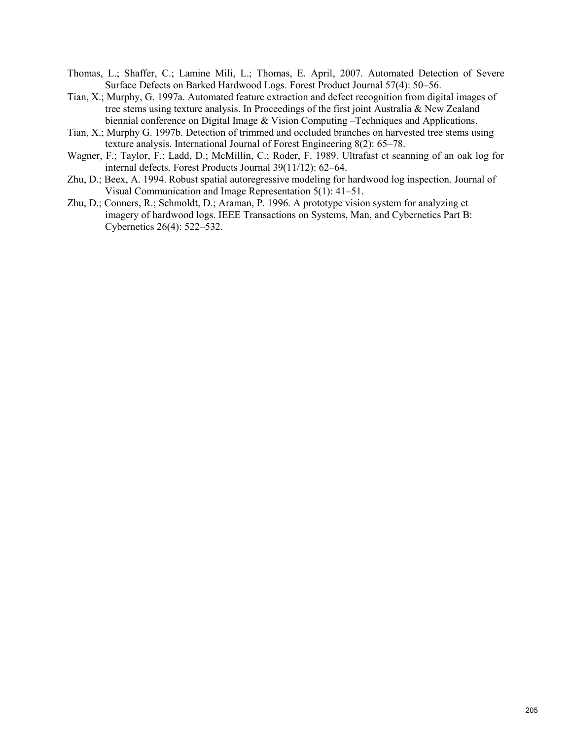Thomas, L.; Shaffer, C.; Lamine Mili, L.; Thomas, E. April, 2007. Automated Detection of Severe Surface Defects on Barked Hardwood Logs. Forest Product Journal 57(4): 50–56.

Tian, X.; Murphy, G. 1997a. Automated feature extraction and defect recognition from digital images of tree stems using texture analysis. In Proceedings of the first joint Australia & New Zealand biennial conference on Digital Image & Vision Computing –Techniques and Applications.

Tian, X.; Murphy G. 1997b. Detection of trimmed and occluded branches on harvested tree stems using texture analysis. International Journal of Forest Engineering 8(2): 65–78.

Wagner, F.; Taylor, F.; Ladd, D.; McMillin, C.; Roder, F. 1989. Ultrafast ct scanning of an oak log for internal defects. Forest Products Journal 39(11/12): 62–64.

Zhu, D.; Beex, A. 1994. Robust spatial autoregressive modeling for hardwood log inspection. Journal of Visual Communication and Image Representation 5(1): 41–51.

Zhu, D.; Conners, R.; Schmoldt, D.; Araman, P. 1996. A prototype vision system for analyzing ct imagery of hardwood logs. IEEE Transactions on Systems, Man, and Cybernetics Part B: Cybernetics 26(4): 522–532.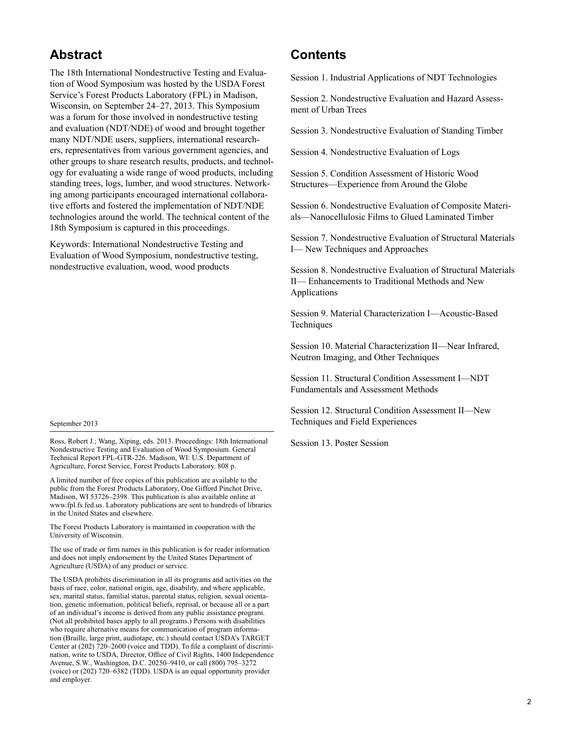## Abstract

The 18th International Nondestructive Testing and Evaluation of Wood Symposium was hosted by the USDA Forest Service's Forest Products Laboratory (FPL) in Madison, Wisconsin, on September 24–27, 2013. This Symposium was a forum for those involved in nondestructive testing and evaluation (NDT/NDE) of wood and brought together many NDT/NDE users, suppliers, international researchers, representatives from various government agencies, and other groups to share research results, products, and technology for evaluating a wide range of wood products, including standing trees, logs, lumber, and wood structures. Networking among participants encouraged international collaborative efforts and fostered the implementation of NDT/NDE technologies around the world. The technical content of the 18th Symposium is captured in this proceedings.

Keywords: International Nondestructive Testing and Evaluation of Wood Symposium, nondestructive testing, nondestructive evaluation, wood, wood products

September 2013

Ross, Robert J.; Wang, Xiping, eds. 2013. Proceedings: 18th International Nondestructive Testing and Evaluation of Wood Symposium. General Technical Report FPL-GTR-226. Madison, WI: U.S. Department of Agriculture, Forest Service, Forest Products Laboratory. 808 p.

A limited number of free copies of this publication are available to the public from the Forest Products Laboratory, One Gifford Pinchot Drive, Madison, WI 53726–2398. This publication is also available online at www.fpl.fs.fed.us. Laboratory publications are sent to hundreds of libraries in the United States and elsewhere.

The Forest Products Laboratory is maintained in cooperation with the University of Wisconsin.

The use of trade or firm names in this publication is for reader information and does not imply endorsement by the United States Department of Agriculture (USDA) of any product or service.

The USDA prohibits discrimination in all its programs and activities on the basis of race, color, national origin, age, disability, and where applicable, sex, marital status, familial status, parental status, religion, sexual orientation, genetic information, political beliefs, reprisal, or because all or a part of an individual's income is derived from any public assistance program. (Not all prohibited bases apply to all programs.) Persons with disabilities who require alternative means for communication of program information (Braille, large print, audiotape, etc.) should contact USDA's TARGET Center at (202) 720–2600 (voice and TDD). To file a complaint of discrimination, write to USDA, Director, Office of Civil Rights, 1400 Independence Avenue, S.W., Washington, D.C. 20250–9410, or call (800) 795–3272 (voice) or (202) 720–6382 (TDD). USDA is an equal opportunity provider and employer.

## Contents

Session 1. Industrial Applications of NDT Technologies

Session 2. Nondestructive Evaluation and Hazard Assessment of Urban Trees

Session 3. Nondestructive Evaluation of Standing Timber

Session 4. Nondestructive Evaluation of Logs

Session 5. Condition Assessment of Historic Wood Structures—Experience from Around the Globe

Session 6. Nondestructive Evaluation of Composite Materials—Nanocellulosic Films to Glued Laminated Timber

Session 7. Nondestructive Evaluation of Structural Materials I— New Techniques and Approaches

Session 8. Nondestructive Evaluation of Structural Materials II— Enhancements to Traditional Methods and New Applications

Session 9. Material Characterization I—Acoustic-Based Techniques

Session 10. Material Characterization II—Near Infrared, Neutron Imaging, and Other Techniques

Session 11. Structural Condition Assessment I—NDT Fundamentals and Assessment Methods

Session 12. Structural Condition Assessment II—New Techniques and Field Experiences

Session 13. Poster Session